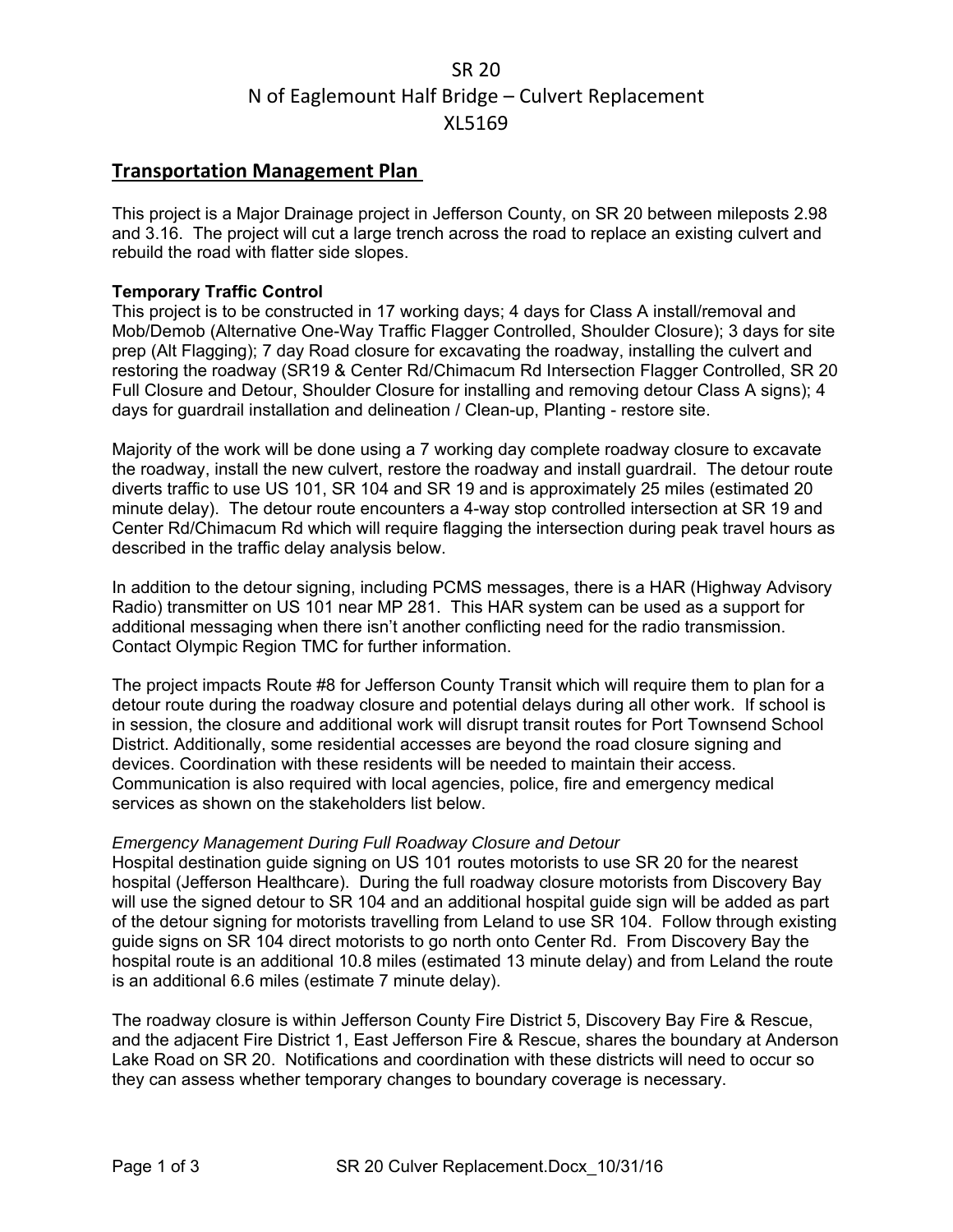# SR 20
# N of Eaglemount Half Bridge – Culvert Replacement
# XL5169

## Transportation Management Plan

This project is a Major Drainage project in Jefferson County, on SR 20 between mileposts 2.98 and 3.16. The project will cut a large trench across the road to replace an existing culvert and rebuild the road with flatter side slopes.

### Temporary Traffic Control

This project is to be constructed in 17 working days; 4 days for Class A install/removal and Mob/Demob (Alternative One-Way Traffic Flagger Controlled, Shoulder Closure); 3 days for site prep (Alt Flagging); 7 day Road closure for excavating the roadway, installing the culvert and restoring the roadway (SR19 & Center Rd/Chimacum Rd Intersection Flagger Controlled, SR 20 Full Closure and Detour, Shoulder Closure for installing and removing detour Class A signs); 4 days for guardrail installation and delineation / Clean-up, Planting - restore site.

Majority of the work will be done using a 7 working day complete roadway closure to excavate the roadway, install the new culvert, restore the roadway and install guardrail. The detour route diverts traffic to use US 101, SR 104 and SR 19 and is approximately 25 miles (estimated 20 minute delay). The detour route encounters a 4-way stop controlled intersection at SR 19 and Center Rd/Chimacum Rd which will require flagging the intersection during peak travel hours as described in the traffic delay analysis below.

In addition to the detour signing, including PCMS messages, there is a HAR (Highway Advisory Radio) transmitter on US 101 near MP 281. This HAR system can be used as a support for additional messaging when there isn't another conflicting need for the radio transmission. Contact Olympic Region TMC for further information.

The project impacts Route #8 for Jefferson County Transit which will require them to plan for a detour route during the roadway closure and potential delays during all other work. If school is in session, the closure and additional work will disrupt transit routes for Port Townsend School District. Additionally, some residential accesses are beyond the road closure signing and devices. Coordination with these residents will be needed to maintain their access. Communication is also required with local agencies, police, fire and emergency medical services as shown on the stakeholders list below.

*Emergency Management During Full Roadway Closure and Detour*

Hospital destination guide signing on US 101 routes motorists to use SR 20 for the nearest hospital (Jefferson Healthcare). During the full roadway closure motorists from Discovery Bay will use the signed detour to SR 104 and an additional hospital guide sign will be added as part of the detour signing for motorists travelling from Leland to use SR 104. Follow through existing guide signs on SR 104 direct motorists to go north onto Center Rd. From Discovery Bay the hospital route is an additional 10.8 miles (estimated 13 minute delay) and from Leland the route is an additional 6.6 miles (estimate 7 minute delay).

The roadway closure is within Jefferson County Fire District 5, Discovery Bay Fire & Rescue, and the adjacent Fire District 1, East Jefferson Fire & Rescue, shares the boundary at Anderson Lake Road on SR 20. Notifications and coordination with these districts will need to occur so they can assess whether temporary changes to boundary coverage is necessary.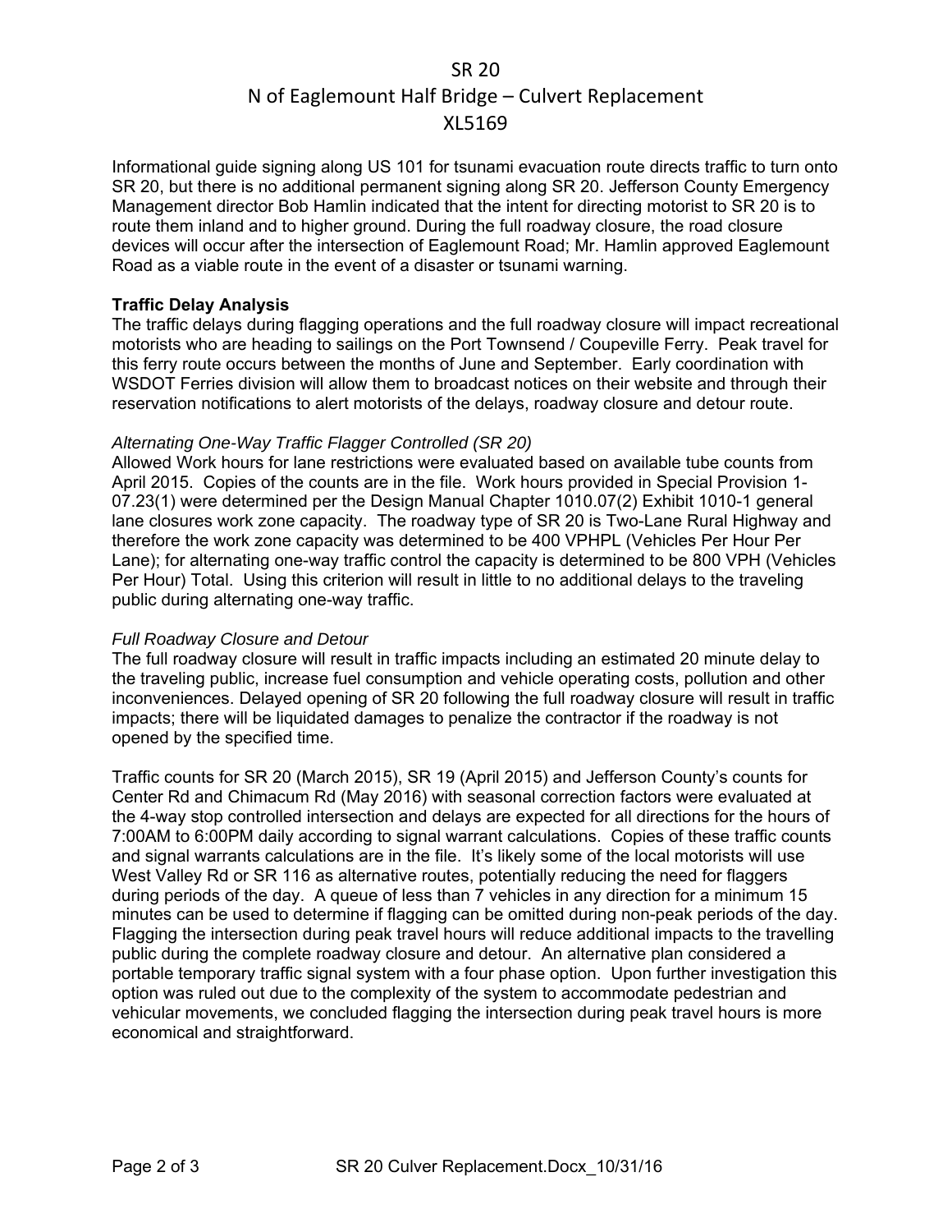Informational guide signing along US 101 for tsunami evacuation route directs traffic to turn onto SR 20, but there is no additional permanent signing along SR 20. Jefferson County Emergency Management director Bob Hamlin indicated that the intent for directing motorist to SR 20 is to route them inland and to higher ground. During the full roadway closure, the road closure devices will occur after the intersection of Eaglemount Road; Mr. Hamlin approved Eaglemount Road as a viable route in the event of a disaster or tsunami warning.

**Traffic Delay Analysis**

The traffic delays during flagging operations and the full roadway closure will impact recreational motorists who are heading to sailings on the Port Townsend / Coupeville Ferry. Peak travel for this ferry route occurs between the months of June and September. Early coordination with WSDOT Ferries division will allow them to broadcast notices on their website and through their reservation notifications to alert motorists of the delays, roadway closure and detour route.

*Alternating One-Way Traffic Flagger Controlled (SR 20)*

Allowed Work hours for lane restrictions were evaluated based on available tube counts from April 2015. Copies of the counts are in the file. Work hours provided in Special Provision 1-07.23(1) were determined per the Design Manual Chapter 1010.07(2) Exhibit 1010-1 general lane closures work zone capacity. The roadway type of SR 20 is Two-Lane Rural Highway and therefore the work zone capacity was determined to be 400 VPHPL (Vehicles Per Hour Per Lane); for alternating one-way traffic control the capacity is determined to be 800 VPH (Vehicles Per Hour) Total. Using this criterion will result in little to no additional delays to the traveling public during alternating one-way traffic.

*Full Roadway Closure and Detour*

The full roadway closure will result in traffic impacts including an estimated 20 minute delay to the traveling public, increase fuel consumption and vehicle operating costs, pollution and other inconveniences. Delayed opening of SR 20 following the full roadway closure will result in traffic impacts; there will be liquidated damages to penalize the contractor if the roadway is not opened by the specified time.

Traffic counts for SR 20 (March 2015), SR 19 (April 2015) and Jefferson County's counts for Center Rd and Chimacum Rd (May 2016) with seasonal correction factors were evaluated at the 4-way stop controlled intersection and delays are expected for all directions for the hours of 7:00AM to 6:00PM daily according to signal warrant calculations. Copies of these traffic counts and signal warrants calculations are in the file. It's likely some of the local motorists will use West Valley Rd or SR 116 as alternative routes, potentially reducing the need for flaggers during periods of the day. A queue of less than 7 vehicles in any direction for a minimum 15 minutes can be used to determine if flagging can be omitted during non-peak periods of the day. Flagging the intersection during peak travel hours will reduce additional impacts to the travelling public during the complete roadway closure and detour. An alternative plan considered a portable temporary traffic signal system with a four phase option. Upon further investigation this option was ruled out due to the complexity of the system to accommodate pedestrian and vehicular movements, we concluded flagging the intersection during peak travel hours is more economical and straightforward.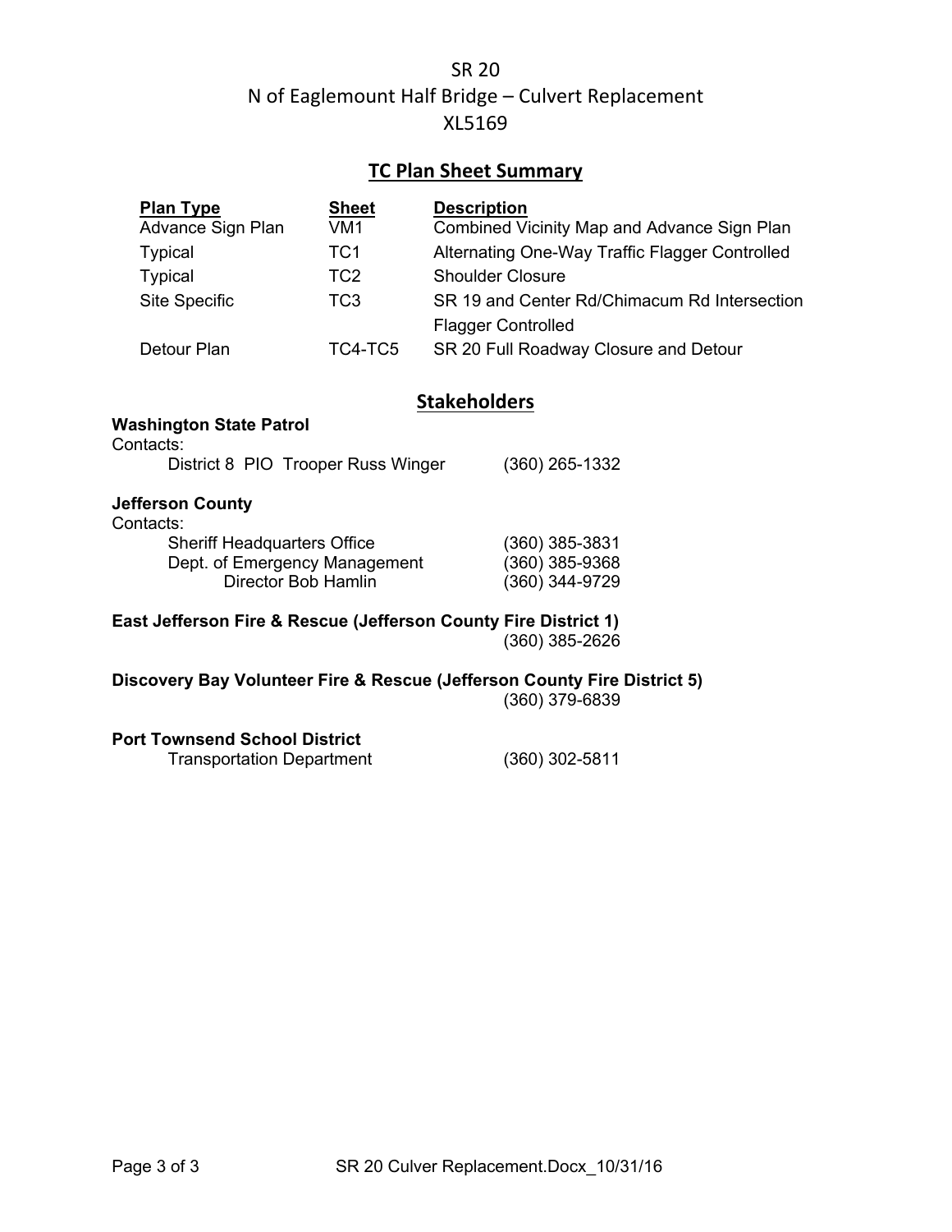# SR 20
# N of Eaglemount Half Bridge – Culvert Replacement
# XL5169

## TC Plan Sheet Summary

| Plan Type | Sheet | Description |
| --- | --- | --- |
| Advance Sign Plan | VM1 | Combined Vicinity Map and Advance Sign Plan |
| Typical | TC1 | Alternating One-Way Traffic Flagger Controlled |
| Typical | TC2 | Shoulder Closure |
| Site Specific | TC3 | SR 19 and Center Rd/Chimacum Rd Intersection Flagger Controlled |
| Detour Plan | TC4-TC5 | SR 20 Full Roadway Closure and Detour |

## Stakeholders

**Washington State Patrol**

Contacts:

District 8 PIO Trooper Russ Winger (360) 265-1332

**Jefferson County**

Contacts:

Sheriff Headquarters Office (360) 385-3831

Dept. of Emergency Management (360) 385-9368

Director Bob Hamlin (360) 344-9729

**East Jefferson Fire & Rescue (Jefferson County Fire District 1)**

(360) 385-2626

**Discovery Bay Volunteer Fire & Rescue (Jefferson County Fire District 5)**

(360) 379-6839

**Port Townsend School District**

Transportation Department (360) 302-5811

SR 20 Culver Replacement.Docx_10/31/16